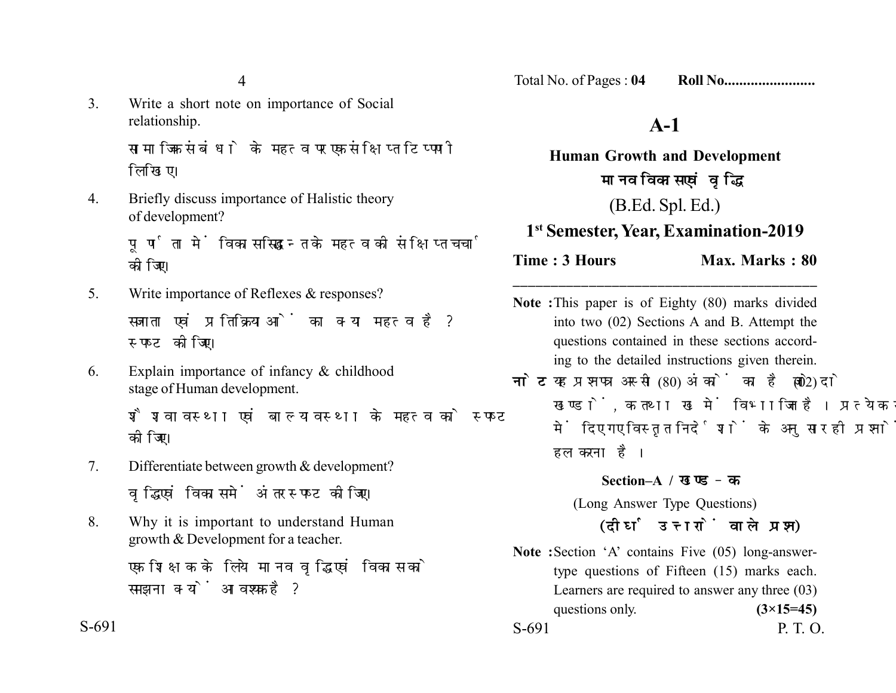3. Write a short note on importance of Social relationship.

   सामाजिक संबंधों के महत्व पर एक संक्षिप्त टिप्पणी लिखिए।

4. Briefly discuss importance of Halistic theory of development?

   पूर्णता में विकास सिद्धान्त के महत्व की संक्षिप्त चर्चा कीजिए।

5. Write importance of Reflexes & responses?

   सजगता एवं प्रतिक्रियाओं का क्या महत्व है? स्पष्ट कीजिए।

6. Explain importance of infancy & childhood stage of Human development.

   शैशवावस्था एवं बाल्यावस्था के महत्व को स्पष्ट कीजिए।

7. Differentiate between growth & development?

   वृद्धि एवं विकास में अंतर स्पष्ट कीजिए।

8. Why it is important to understand Human growth & Development for a teacher.

   एक शिक्षक के लिये मानव वृद्धि एवं विकास को समझना क्यों आवश्यक है?

Total No. of Pages : **04** **Roll No........................**

# A-1

## Human Growth and Development

## मानव विकास एवं वृद्धि

(B.Ed. Spl. Ed.)

### 1st Semester, Year, Examination-2019

**Time : 3 Hours** **Max. Marks : 80**

---

**Note :** This paper is of Eighty (80) marks divided into two (02) Sections A and B. Attempt the questions contained in these sections according to the detailed instructions given therein.

**नोट :** यह प्रश्नपत्र अस्सी (80) अंकों का है जो दो (02) खण्डों, क तथा ख में विभाजित है। प्रत्येक खण्ड में दिए गए विस्तृत निर्देशों के अनुसार ही प्रश्नों को हल करना है।

**Section–A / खण्ड–क**

(Long Answer Type Questions)

**(दीर्घ उत्तरों वाले प्रश्न)**

**Note :** Section 'A' contains Five (05) long-answer-type questions of Fifteen (15) marks each. Learners are required to answer any three (03) questions only. **(3×15=45)**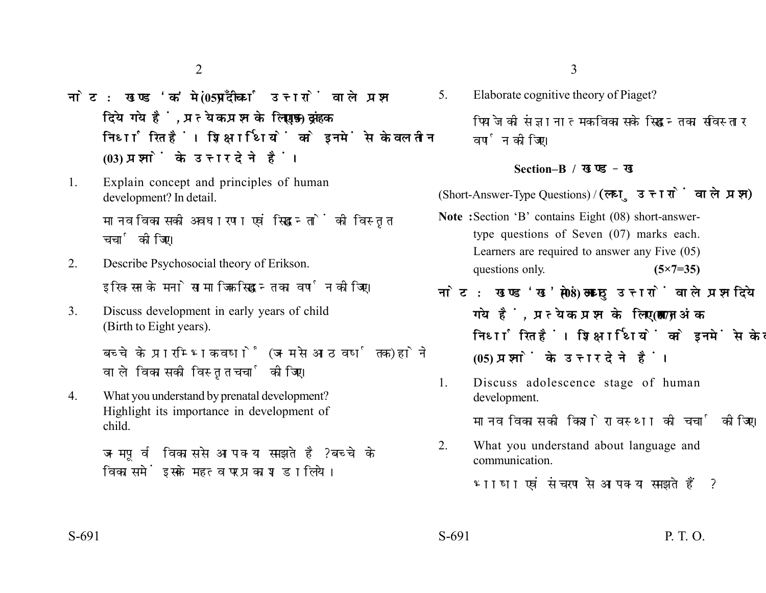नोट : खण्ड 'क' में पाँच (05) दीर्घ उत्तरों वाले प्रश्न दिये गये हैं, प्रत्येक प्रश्न के लिए पन्द्रह (15) अंक निर्धारित हैं। शिक्षार्थियों को इनमें से केवल तीन (03) प्रश्नों के उत्तर देने हैं।

1. Explain concept and principles of human development? In detail.

   मानव विकास की अवधारणा एवं सिद्धान्तों की विस्तृत चर्चा कीजिए।

2. Describe Psychosocial theory of Erikson.

   इरिक्सन के मनोसामाजिक सिद्धान्त का वर्णन कीजिए।

3. Discuss development in early years of child (Birth to Eight years).

   बच्चे के प्रारम्भिक वर्षों (जन्म से आठ वर्ष तक) होने वाले विकास की विस्तृत चर्चा कीजिए।

4. What you understand by prenatal development? Highlight its importance in development of child.

   जन्मपूर्व विकास से आप क्या समझते है? बच्चे के विकास में इसके महत्व पर प्रकाश डालिये।

5. Elaborate cognitive theory of Piaget?

   पियाजे की संज्ञानात्मक विकास के सिद्धान्त का सविस्तार वर्णन कीजिए।

## Section–B / खण्ड–ख

(Short-Answer-Type Questions) / (लघु उत्तरों वाले प्रश्न)

**Note :** Section 'B' contains Eight (08) short-answer-type questions of Seven (07) marks each. Learners are required to answer any Five (05) questions only. **(5×7=35)**

नोट : खण्ड 'ख' में आठ (08) लघु उत्तरों वाले प्रश्न दिये गये हैं, प्रत्येक प्रश्न के लिए सात (07) अंक निर्धारित हैं। शिक्षार्थियों को इनमें से केवल पाँच (05) प्रश्नों के उत्तर देने हैं।

1. Discuss adolescence stage of human development.

   मानव विकास की किशोरावस्था की चर्चा कीजिए।

2. What you understand about language and communication.

   भाषा एवं संचरण से आप क्या समझते हैं?